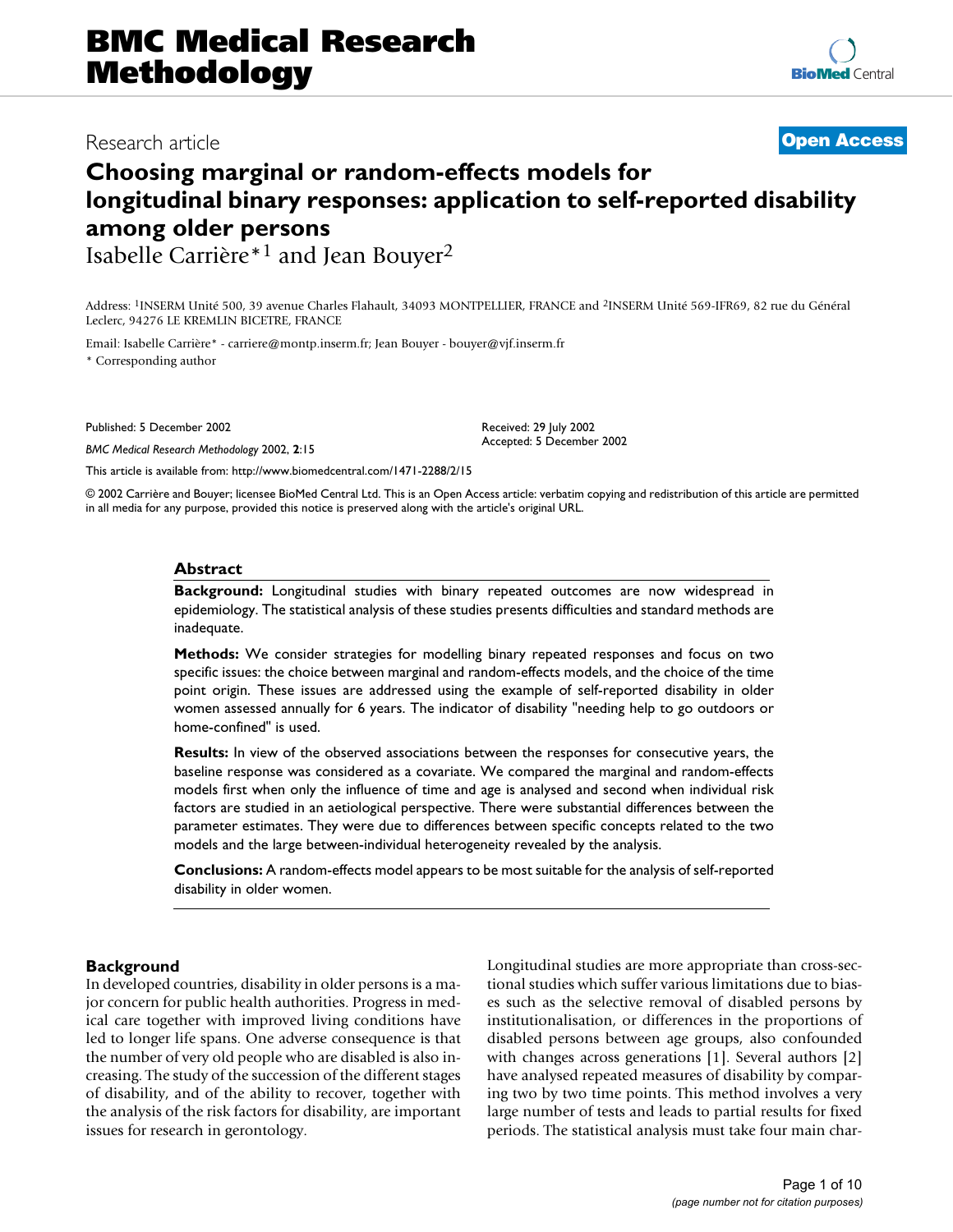# Choosing marginal or random-effects models for longitudinal binary responses: application to self-reported disability among older persons

Isabelle Carrière*[1] and Jean Bouyer[2]

Address: [1]INSERM Unité 500, 39 avenue Charles Flahault, 34093 MONTPELLIER, FRANCE and [2]INSERM Unité 569-IFR69, 82 rue du Général Leclerc, 94276 LE KREMLIN BICETRE, FRANCE

Email: Isabelle Carrière* - carriere@montp.inserm.fr; Jean Bouyer - bouyer@vjf.inserm.fr

* Corresponding author

Published: 5 December 2002

*BMC Medical Research Methodology* 2002, **2**:15

Received: 29 July 2002
Accepted: 5 December 2002

This article is available from: http://www.biomedcentral.com/1471-2288/2/15

© 2002 Carrière and Bouyer; licensee BioMed Central Ltd. This is an Open Access article: verbatim copying and redistribution of this article are permitted in all media for any purpose, provided this notice is preserved along with the article's original URL.

## Abstract

**Background:** Longitudinal studies with binary repeated outcomes are now widespread in epidemiology. The statistical analysis of these studies presents difficulties and standard methods are inadequate.

**Methods:** We consider strategies for modelling binary repeated responses and focus on two specific issues: the choice between marginal and random-effects models, and the choice of the time point origin. These issues are addressed using the example of self-reported disability in older women assessed annually for 6 years. The indicator of disability "needing help to go outdoors or home-confined" is used.

**Results:** In view of the observed associations between the responses for consecutive years, the baseline response was considered as a covariate. We compared the marginal and random-effects models first when only the influence of time and age is analysed and second when individual risk factors are studied in an aetiological perspective. There were substantial differences between the parameter estimates. They were due to differences between specific concepts related to the two models and the large between-individual heterogeneity revealed by the analysis.

**Conclusions:** A random-effects model appears to be most suitable for the analysis of self-reported disability in older women.

## Background

In developed countries, disability in older persons is a major concern for public health authorities. Progress in medical care together with improved living conditions have led to longer life spans. One adverse consequence is that the number of very old people who are disabled is also increasing. The study of the succession of the different stages of disability, and of the ability to recover, together with the analysis of the risk factors for disability, are important issues for research in gerontology.

Longitudinal studies are more appropriate than cross-sectional studies which suffer various limitations due to biases such as the selective removal of disabled persons by institutionalisation, or differences in the proportions of disabled persons between age groups, also confounded with changes across generations [1]. Several authors [2] have analysed repeated measures of disability by comparing two by two time points. This method involves a very large number of tests and leads to partial results for fixed periods. The statistical analysis must take four main char-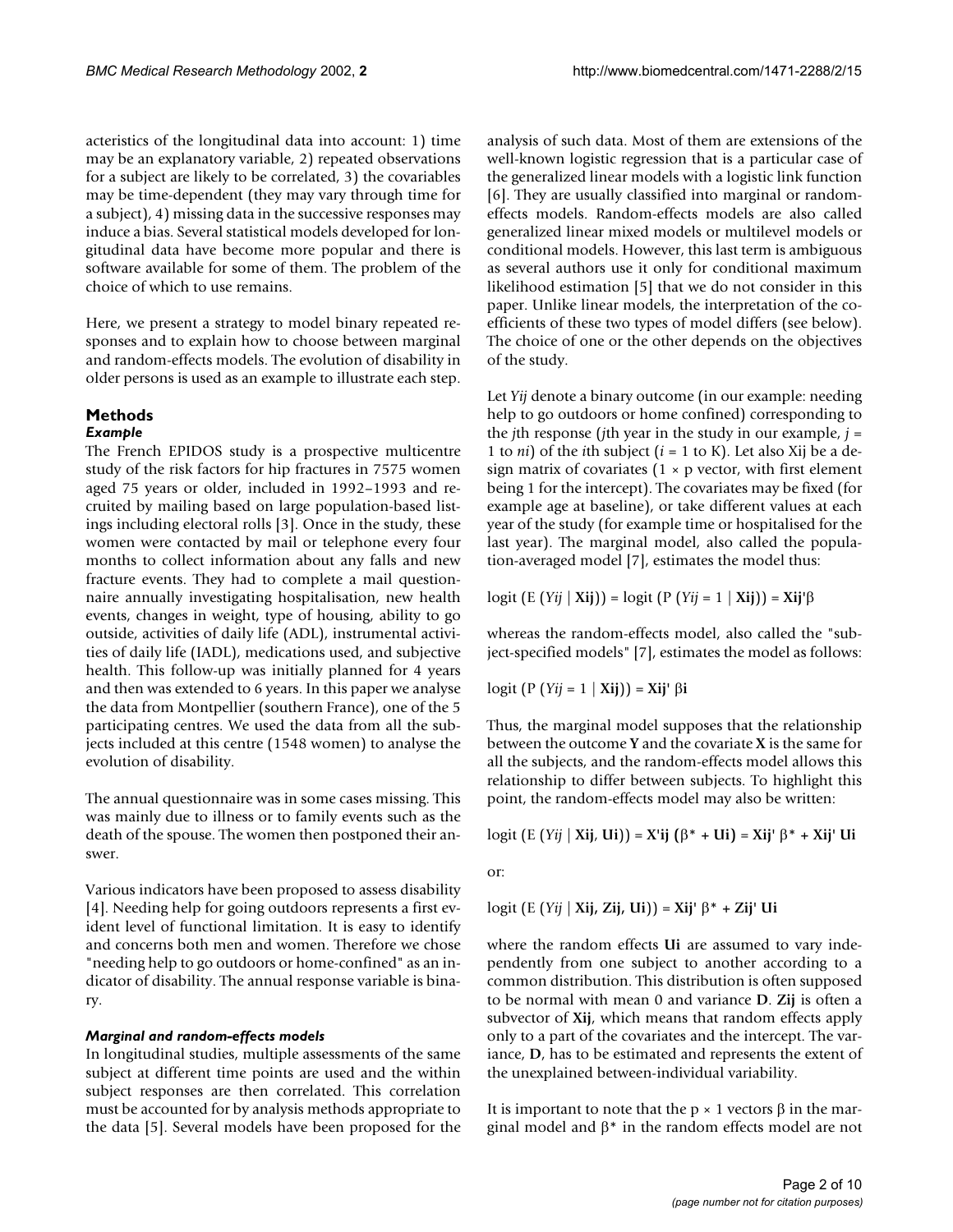acteristics of the longitudinal data into account: 1) time may be an explanatory variable, 2) repeated observations for a subject are likely to be correlated, 3) the covariables may be time-dependent (they may vary through time for a subject), 4) missing data in the successive responses may induce a bias. Several statistical models developed for longitudinal data have become more popular and there is software available for some of them. The problem of the choice of which to use remains.

Here, we present a strategy to model binary repeated responses and to explain how to choose between marginal and random-effects models. The evolution of disability in older persons is used as an example to illustrate each step.

## Methods

### *Example*

The French EPIDOS study is a prospective multicentre study of the risk factors for hip fractures in 7575 women aged 75 years or older, included in 1992–1993 and recruited by mailing based on large population-based listings including electoral rolls [3]. Once in the study, these women were contacted by mail or telephone every four months to collect information about any falls and new fracture events. They had to complete a mail questionnaire annually investigating hospitalisation, new health events, changes in weight, type of housing, ability to go outside, activities of daily life (ADL), instrumental activities of daily life (IADL), medications used, and subjective health. This follow-up was initially planned for 4 years and then was extended to 6 years. In this paper we analyse the data from Montpellier (southern France), one of the 5 participating centres. We used the data from all the subjects included at this centre (1548 women) to analyse the evolution of disability.

The annual questionnaire was in some cases missing. This was mainly due to illness or to family events such as the death of the spouse. The women then postponed their answer.

Various indicators have been proposed to assess disability [4]. Needing help for going outdoors represents a first evident level of functional limitation. It is easy to identify and concerns both men and women. Therefore we chose "needing help to go outdoors or home-confined" as an indicator of disability. The annual response variable is binary.

### *Marginal and random-effects models*

In longitudinal studies, multiple assessments of the same subject at different time points are used and the within subject responses are then correlated. This correlation must be accounted for by analysis methods appropriate to the data [5]. Several models have been proposed for the analysis of such data. Most of them are extensions of the well-known logistic regression that is a particular case of the generalized linear models with a logistic link function [6]. They are usually classified into marginal or random-effects models. Random-effects models are also called generalized linear mixed models or multilevel models or conditional models. However, this last term is ambiguous as several authors use it only for conditional maximum likelihood estimation [5] that we do not consider in this paper. Unlike linear models, the interpretation of the coefficients of these two types of model differs (see below). The choice of one or the other depends on the objectives of the study.

Let $Y_{ij}$ denote a binary outcome (in our example: needing help to go outdoors or home confined) corresponding to the $j$th response ($j$th year in the study in our example, $j$ = 1 to $n_i$) of the $i$th subject ($i$ = 1 to K). Let also $X_{ij}$ be a design matrix of covariates (1 × p vector, with first element being 1 for the intercept). The covariates may be fixed (for example age at baseline), or take different values at each year of the study (for example time or hospitalised for the last year). The marginal model, also called the population-averaged model [7], estimates the model thus:

$$\text{logit}(E(Y_{ij} \mid \mathbf{X_{ij}})) = \text{logit}(P(Y_{ij} = 1 \mid \mathbf{X_{ij}})) = \mathbf{X_{ij}}'\beta$$

whereas the random-effects model, also called the "subject-specified models" [7], estimates the model as follows:

$$\text{logit}(P(Y_{ij} = 1 \mid \mathbf{X_{ij}})) = \mathbf{X_{ij}}'\,\beta_{\mathbf{i}}$$

Thus, the marginal model supposes that the relationship between the outcome **Y** and the covariate **X** is the same for all the subjects, and the random-effects model allows this relationship to differ between subjects. To highlight this point, the random-effects model may also be written:

$$\text{logit}(E(Y_{ij} \mid \mathbf{X_{ij}}, \mathbf{U_i})) = \mathbf{X'_{ij}}(\beta^* + \mathbf{U_i}) = \mathbf{X_{ij}}'\beta^* + \mathbf{X_{ij}}'\mathbf{U_i}$$

or:

$$\text{logit}(E(Y_{ij} \mid \mathbf{X_{ij}}, \mathbf{Z_{ij}}, \mathbf{U_i})) = \mathbf{X_{ij}}'\beta^* + \mathbf{Z_{ij}}'\mathbf{U_i}$$

where the random effects $\mathbf{U_i}$ are assumed to vary independently from one subject to another according to a common distribution. This distribution is often supposed to be normal with mean 0 and variance **D**. $\mathbf{Z_{ij}}$ is often a subvector of $\mathbf{X_{ij}}$, which means that random effects apply only to a part of the covariates and the intercept. The variance, **D**, has to be estimated and represents the extent of the unexplained between-individual variability.

It is important to note that the p × 1 vectors $\beta$ in the marginal model and $\beta^*$ in the random effects model are not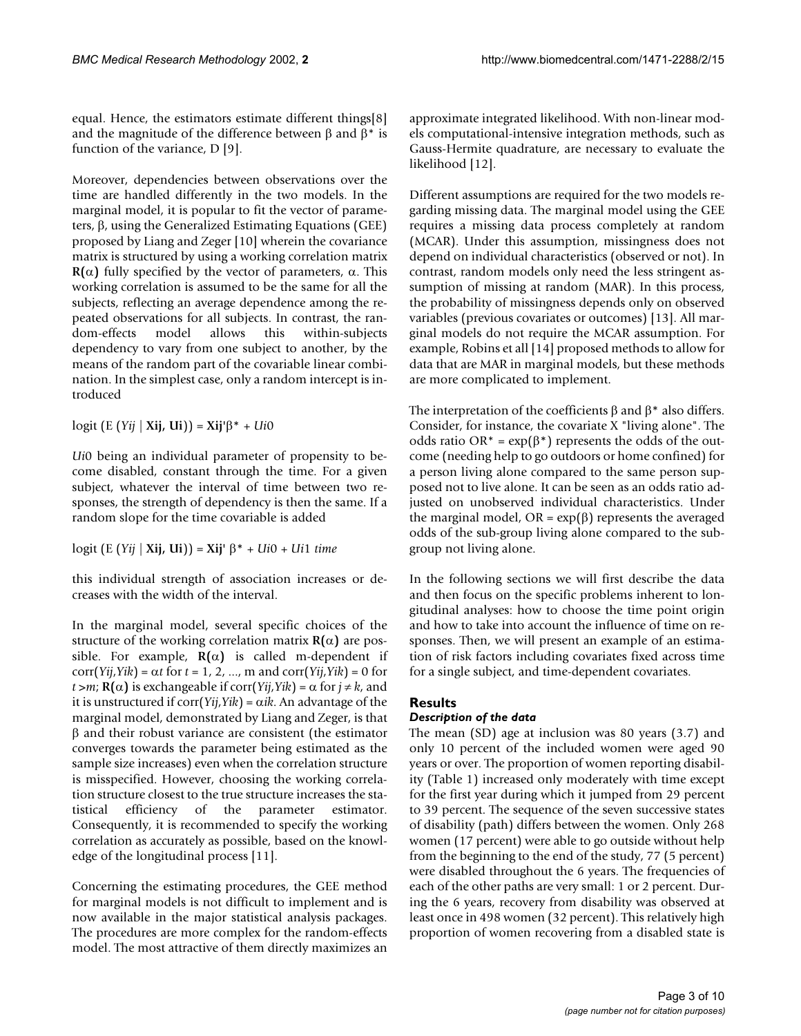equal. Hence, the estimators estimate different things[8] and the magnitude of the difference between $\beta$ and $\beta^*$ is function of the variance, D [9].

Moreover, dependencies between observations over the time are handled differently in the two models. In the marginal model, it is popular to fit the vector of parameters, $\beta$, using the Generalized Estimating Equations (GEE) proposed by Liang and Zeger [10] wherein the covariance matrix is structured by using a working correlation matrix $\mathbf{R}(\alpha)$ fully specified by the vector of parameters, $\alpha$. This working correlation is assumed to be the same for all the subjects, reflecting an average dependence among the repeated observations for all subjects. In contrast, the random-effects model allows this within-subjects dependency to vary from one subject to another, by the means of the random part of the covariable linear combination. In the simplest case, only a random intercept is introduced

$$\text{logit}\,(E\,(Y_{ij} \mid \mathbf{X_{ij}}, \mathbf{U_i})) = \mathbf{X_{ij}}'\beta^* + U_{i0}$$

$U_{i0}$ being an individual parameter of propensity to become disabled, constant through the time. For a given subject, whatever the interval of time between two responses, the strength of dependency is then the same. If a random slope for the time covariable is added

$$\text{logit}\,(E\,(Y_{ij} \mid \mathbf{X_{ij}}, \mathbf{U_i})) = \mathbf{X_{ij}}'\,\beta^* + U_{i0} + U_{i1}\,time$$

this individual strength of association increases or decreases with the width of the interval.

In the marginal model, several specific choices of the structure of the working correlation matrix $\mathbf{R}(\alpha)$ are possible. For example, $\mathbf{R}(\alpha)$ is called m-dependent if $\text{corr}(Y_{ij}, Y_{ik}) = \alpha_t$ for $t = 1, 2, ..., m$ and $\text{corr}(Y_{ij}, Y_{ik}) = 0$ for $t > m$; $\mathbf{R}(\alpha)$ is exchangeable if $\text{corr}(Y_{ij}, Y_{ik}) = \alpha$ for $j \neq k$, and it is unstructured if $\text{corr}(Y_{ij}, Y_{ik}) = \alpha_{ik}$. An advantage of the marginal model, demonstrated by Liang and Zeger, is that $\beta$ and their robust variance are consistent (the estimator converges towards the parameter being estimated as the sample size increases) even when the correlation structure is misspecified. However, choosing the working correlation structure closest to the true structure increases the statistical efficiency of the parameter estimator. Consequently, it is recommended to specify the working correlation as accurately as possible, based on the knowledge of the longitudinal process [11].

Concerning the estimating procedures, the GEE method for marginal models is not difficult to implement and is now available in the major statistical analysis packages. The procedures are more complex for the random-effects model. The most attractive of them directly maximizes an approximate integrated likelihood. With non-linear models computational-intensive integration methods, such as Gauss-Hermite quadrature, are necessary to evaluate the likelihood [12].

Different assumptions are required for the two models regarding missing data. The marginal model using the GEE requires a missing data process completely at random (MCAR). Under this assumption, missingness does not depend on individual characteristics (observed or not). In contrast, random models only need the less stringent assumption of missing at random (MAR). In this process, the probability of missingness depends only on observed variables (previous covariates or outcomes) [13]. All marginal models do not require the MCAR assumption. For example, Robins et all [14] proposed methods to allow for data that are MAR in marginal models, but these methods are more complicated to implement.

The interpretation of the coefficients $\beta$ and $\beta^*$ also differs. Consider, for instance, the covariate X "living alone". The odds ratio $OR^* = \exp(\beta^*)$ represents the odds of the outcome (needing help to go outdoors or home confined) for a person living alone compared to the same person supposed not to live alone. It can be seen as an odds ratio adjusted on unobserved individual characteristics. Under the marginal model, $OR = \exp(\beta)$ represents the averaged odds of the sub-group living alone compared to the subgroup not living alone.

In the following sections we will first describe the data and then focus on the specific problems inherent to longitudinal analyses: how to choose the time point origin and how to take into account the influence of time on responses. Then, we will present an example of an estimation of risk factors including covariates fixed across time for a single subject, and time-dependent covariates.

## Results

### *Description of the data*

The mean (SD) age at inclusion was 80 years (3.7) and only 10 percent of the included women were aged 90 years or over. The proportion of women reporting disability (Table 1) increased only moderately with time except for the first year during which it jumped from 29 percent to 39 percent. The sequence of the seven successive states of disability (path) differs between the women. Only 268 women (17 percent) were able to go outside without help from the beginning to the end of the study, 77 (5 percent) were disabled throughout the 6 years. The frequencies of each of the other paths are very small: 1 or 2 percent. During the 6 years, recovery from disability was observed at least once in 498 women (32 percent). This relatively high proportion of women recovering from a disabled state is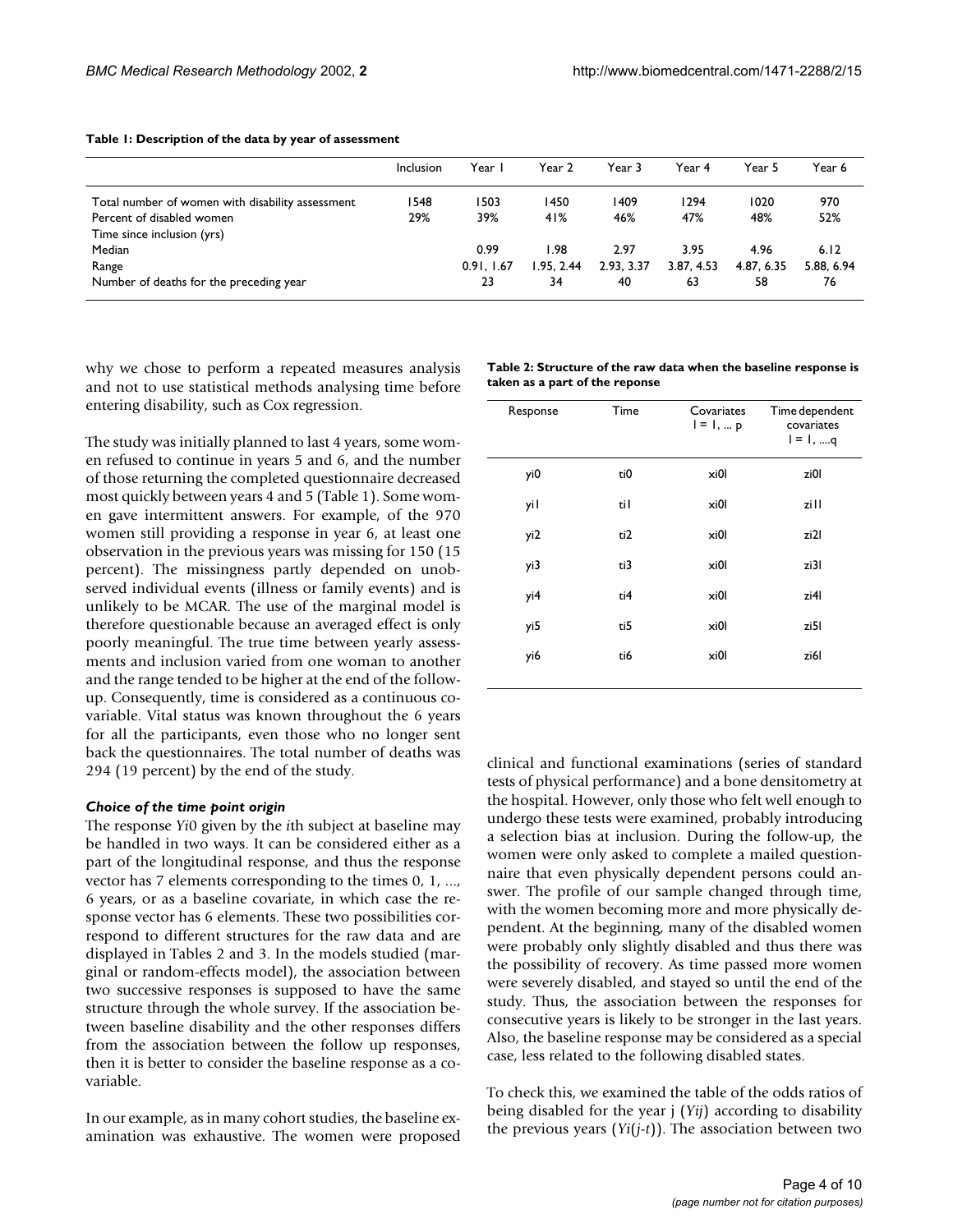**Table 1: Description of the data by year of assessment**

| | Inclusion | Year 1 | Year 2 | Year 3 | Year 4 | Year 5 | Year 6 |
|---|---|---|---|---|---|---|---|
| Total number of women with disability assessment | 1548 | 1503 | 1450 | 1409 | 1294 | 1020 | 970 |
| Percent of disabled women | 29% | 39% | 41% | 46% | 47% | 48% | 52% |
| Time since inclusion (yrs) | | | | | | | |
| Median | | 0.99 | 1.98 | 2.97 | 3.95 | 4.96 | 6.12 |
| Range | | 0.91, 1.67 | 1.95, 2.44 | 2.93, 3.37 | 3.87, 4.53 | 4.87, 6.35 | 5.88, 6.94 |
| Number of deaths for the preceding year | | 23 | 34 | 40 | 63 | 58 | 76 |

why we chose to perform a repeated measures analysis and not to use statistical methods analysing time before entering disability, such as Cox regression.

The study was initially planned to last 4 years, some women refused to continue in years 5 and 6, and the number of those returning the completed questionnaire decreased most quickly between years 4 and 5 (Table 1). Some women gave intermittent answers. For example, of the 970 women still providing a response in year 6, at least one observation in the previous years was missing for 150 (15 percent). The missingness partly depended on unobserved individual events (illness or family events) and is unlikely to be MCAR. The use of the marginal model is therefore questionable because an averaged effect is only poorly meaningful. The true time between yearly assessments and inclusion varied from one woman to another and the range tended to be higher at the end of the follow-up. Consequently, time is considered as a continuous covariable. Vital status was known throughout the 6 years for all the participants, even those who no longer sent back the questionnaires. The total number of deaths was 294 (19 percent) by the end of the study.

### *Choice of the time point origin*

The response $Y_{i0}$ given by the *i*th subject at baseline may be handled in two ways. It can be considered either as a part of the longitudinal response, and thus the response vector has 7 elements corresponding to the times 0, 1, ..., 6 years, or as a baseline covariate, in which case the response vector has 6 elements. These two possibilities correspond to different structures for the raw data and are displayed in Tables 2 and 3. In the models studied (marginal or random-effects model), the association between two successive responses is supposed to have the same structure through the whole survey. If the association between baseline disability and the other responses differs from the association between the follow up responses, then it is better to consider the baseline response as a covariable.

In our example, as in many cohort studies, the baseline examination was exhaustive. The women were proposed clinical and functional examinations (series of standard tests of physical performance) and a bone densitometry at the hospital. However, only those who felt well enough to undergo these tests were examined, probably introducing a selection bias at inclusion. During the follow-up, the women were only asked to complete a mailed questionnaire that even physically dependent persons could answer. The profile of our sample changed through time, with the women becoming more and more physically dependent. At the beginning, many of the disabled women were probably only slightly disabled and thus there was the possibility of recovery. As time passed more women were severely disabled, and stayed so until the end of the study. Thus, the association between the responses for consecutive years is likely to be stronger in the last years. Also, the baseline response may be considered as a special case, less related to the following disabled states.

**Table 2: Structure of the raw data when the baseline response is taken as a part of the reponse**

| Response | Time | Covariates $l = 1, \dots p$ | Time dependent covariates $l = 1, \dots q$ |
|---|---|---|---|
| $y_{i0}$ | $t_{i0}$ | $x_{i0l}$ | $z_{i0l}$ |
| $y_{i1}$ | $t_{i1}$ | $x_{i0l}$ | $z_{i1l}$ |
| $y_{i2}$ | $t_{i2}$ | $x_{i0l}$ | $z_{i2l}$ |
| $y_{i3}$ | $t_{i3}$ | $x_{i0l}$ | $z_{i3l}$ |
| $y_{i4}$ | $t_{i4}$ | $x_{i0l}$ | $z_{i4l}$ |
| $y_{i5}$ | $t_{i5}$ | $x_{i0l}$ | $z_{i5l}$ |
| $y_{i6}$ | $t_{i6}$ | $x_{i0l}$ | $z_{i6l}$ |

To check this, we examined the table of the odds ratios of being disabled for the year j ($Y_{ij}$) according to disability the previous years ($Y_{i(j-t)}$). The association between two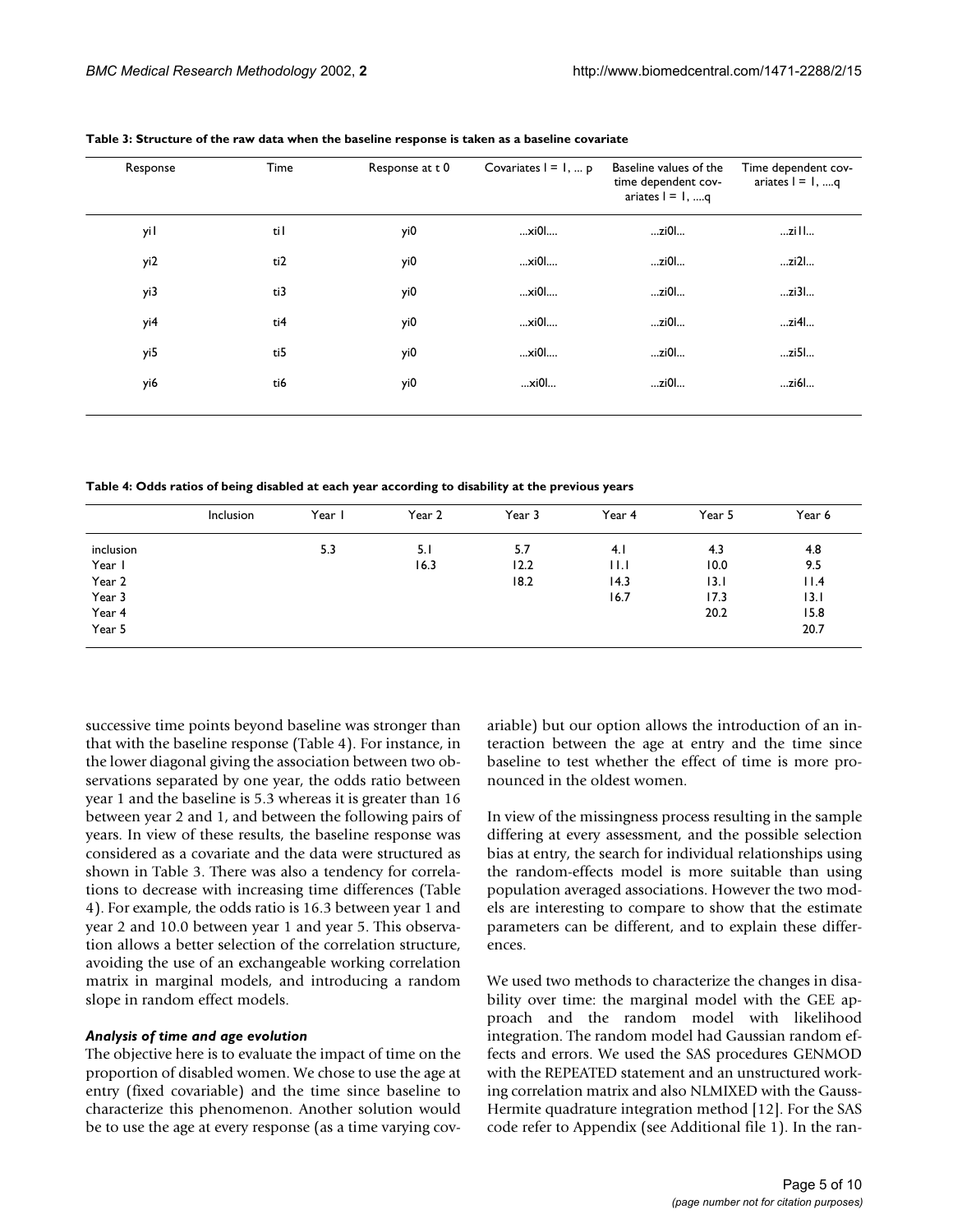**Table 3: Structure of the raw data when the baseline response is taken as a baseline covariate**

| Response | Time | Response at t 0 | Covariates l = 1, ... p | Baseline values of the time dependent covariates l = 1, ....q | Time dependent covariates l = 1, ....q |
|---|---|---|---|---|---|
| yi1 | ti1 | yi0 | ...xi0l.... | ...zi0l... | ...zi1l... |
| yi2 | ti2 | yi0 | ...xi0l.... | ...zi0l... | ...zi2l... |
| yi3 | ti3 | yi0 | ...xi0l.... | ...zi0l... | ...zi3l... |
| yi4 | ti4 | yi0 | ...xi0l.... | ...zi0l... | ...zi4l... |
| yi5 | ti5 | yi0 | ...xi0l.... | ...zi0l... | ...zi5l... |
| yi6 | ti6 | yi0 | ...xi0l... | ...zi0l... | ...zi6l... |

**Table 4: Odds ratios of being disabled at each year according to disability at the previous years**

| | Inclusion | Year 1 | Year 2 | Year 3 | Year 4 | Year 5 | Year 6 |
|---|---|---|---|---|---|---|---|
| inclusion | | 5.3 | 5.1 | 5.7 | 4.1 | 4.3 | 4.8 |
| Year 1 | | | 16.3 | 12.2 | 11.1 | 10.0 | 9.5 |
| Year 2 | | | | 18.2 | 14.3 | 13.1 | 11.4 |
| Year 3 | | | | | 16.7 | 17.3 | 13.1 |
| Year 4 | | | | | | 20.2 | 15.8 |
| Year 5 | | | | | | | 20.7 |

successive time points beyond baseline was stronger than that with the baseline response (Table 4). For instance, in the lower diagonal giving the association between two observations separated by one year, the odds ratio between year 1 and the baseline is 5.3 whereas it is greater than 16 between year 2 and 1, and between the following pairs of years. In view of these results, the baseline response was considered as a covariate and the data were structured as shown in Table 3. There was also a tendency for correlations to decrease with increasing time differences (Table 4). For example, the odds ratio is 16.3 between year 1 and year 2 and 10.0 between year 1 and year 5. This observation allows a better selection of the correlation structure, avoiding the use of an exchangeable working correlation matrix in marginal models, and introducing a random slope in random effect models.

### *Analysis of time and age evolution*

The objective here is to evaluate the impact of time on the proportion of disabled women. We chose to use the age at entry (fixed covariable) and the time since baseline to characterize this phenomenon. Another solution would be to use the age at every response (as a time varying covariable) but our option allows the introduction of an interaction between the age at entry and the time since baseline to test whether the effect of time is more pronounced in the oldest women.

In view of the missingness process resulting in the sample differing at every assessment, and the possible selection bias at entry, the search for individual relationships using the random-effects model is more suitable than using population averaged associations. However the two models are interesting to compare to show that the estimate parameters can be different, and to explain these differences.

We used two methods to characterize the changes in disability over time: the marginal model with the GEE approach and the random model with likelihood integration. The random model had Gaussian random effects and errors. We used the SAS procedures GENMOD with the REPEATED statement and an unstructured working correlation matrix and also NLMIXED with the Gauss-Hermite quadrature integration method [12]. For the SAS code refer to Appendix (see Additional file 1). In the ran-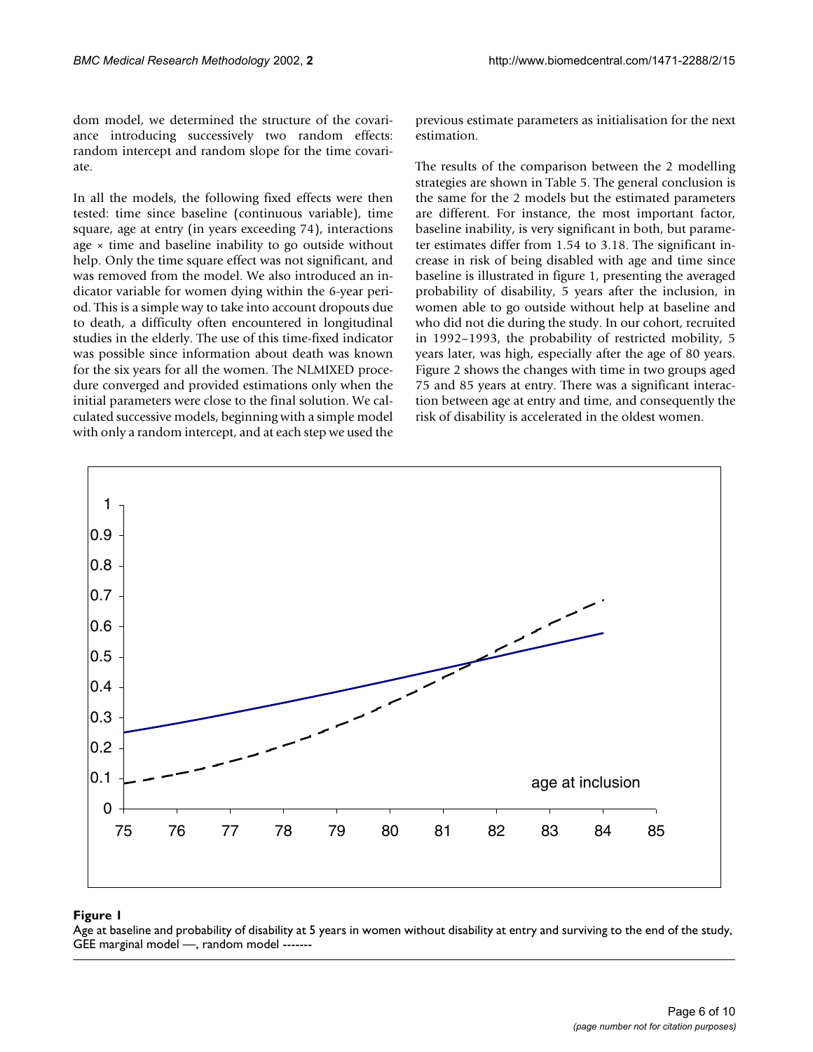dom model, we determined the structure of the covariance introducing successively two random effects: random intercept and random slope for the time covariate.

In all the models, the following fixed effects were then tested: time since baseline (continuous variable), time square, age at entry (in years exceeding 74), interactions age × time and baseline inability to go outside without help. Only the time square effect was not significant, and was removed from the model. We also introduced an indicator variable for women dying within the 6-year period. This is a simple way to take into account dropouts due to death, a difficulty often encountered in longitudinal studies in the elderly. The use of this time-fixed indicator was possible since information about death was known for the six years for all the women. The NLMIXED procedure converged and provided estimations only when the initial parameters were close to the final solution. We calculated successive models, beginning with a simple model with only a random intercept, and at each step we used the previous estimate parameters as initialisation for the next estimation.

The results of the comparison between the 2 modelling strategies are shown in Table 5. The general conclusion is the same for the 2 models but the estimated parameters are different. For instance, the most important factor, baseline inability, is very significant in both, but parameter estimates differ from 1.54 to 3.18. The significant increase in risk of being disabled with age and time since baseline is illustrated in figure 1, presenting the averaged probability of disability, 5 years after the inclusion, in women able to go outside without help at baseline and who did not die during the study. In our cohort, recruited in 1992–1993, the probability of restricted mobility, 5 years later, was high, especially after the age of 80 years. Figure 2 shows the changes with time in two groups aged 75 and 85 years at entry. There was a significant interaction between age at entry and time, and consequently the risk of disability is accelerated in the oldest women.

**Figure 1**

Age at baseline and probability of disability at 5 years in women without disability at entry and surviving to the end of the study, GEE marginal model —, random model -------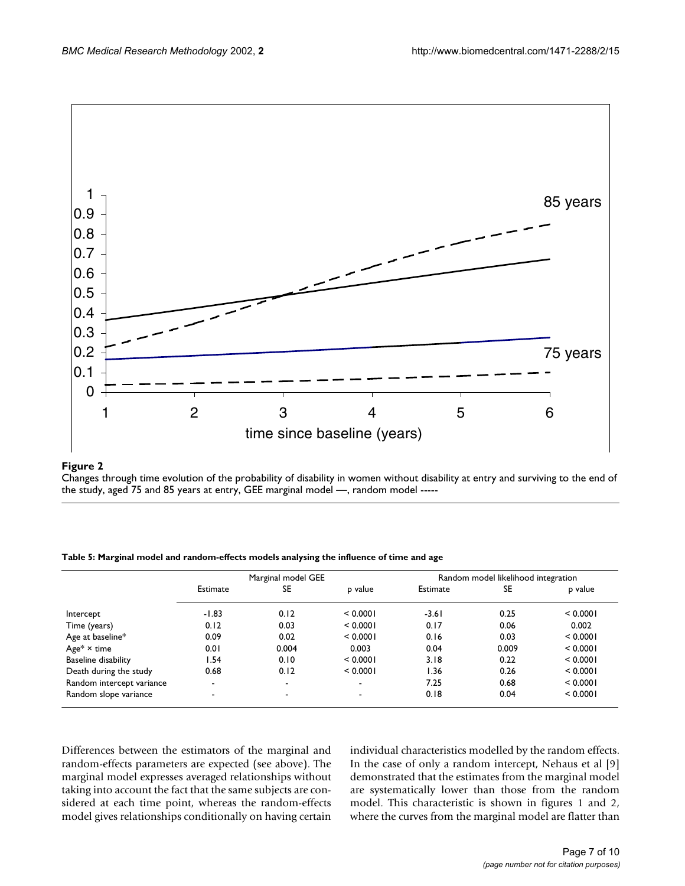**Figure 2**

Changes through time evolution of the probability of disability in women without disability at entry and surviving to the end of the study, aged 75 and 85 years at entry, GEE marginal model —, random model -----

**Table 5: Marginal model and random-effects models analysing the influence of time and age**

| | Marginal model GEE | | | Random model likelihood integration | | |
|---|---|---|---|---|---|---|
| | Estimate | SE | p value | Estimate | SE | p value |
| Intercept | -1.83 | 0.12 | < 0.0001 | -3.61 | 0.25 | < 0.0001 |
| Time (years) | 0.12 | 0.03 | < 0.0001 | 0.17 | 0.06 | 0.002 |
| Age at baseline* | 0.09 | 0.02 | < 0.0001 | 0.16 | 0.03 | < 0.0001 |
| Age* × time | 0.01 | 0.004 | 0.003 | 0.04 | 0.009 | < 0.0001 |
| Baseline disability | 1.54 | 0.10 | < 0.0001 | 3.18 | 0.22 | < 0.0001 |
| Death during the study | 0.68 | 0.12 | < 0.0001 | 1.36 | 0.26 | < 0.0001 |
| Random intercept variance | - | - | - | 7.25 | 0.68 | < 0.0001 |
| Random slope variance | - | - | - | 0.18 | 0.04 | < 0.0001 |

Differences between the estimators of the marginal and random-effects parameters are expected (see above). The marginal model expresses averaged relationships without taking into account the fact that the same subjects are considered at each time point, whereas the random-effects model gives relationships conditionally on having certain individual characteristics modelled by the random effects. In the case of only a random intercept, Nehaus et al [9] demonstrated that the estimates from the marginal model are systematically lower than those from the random model. This characteristic is shown in figures 1 and 2, where the curves from the marginal model are flatter than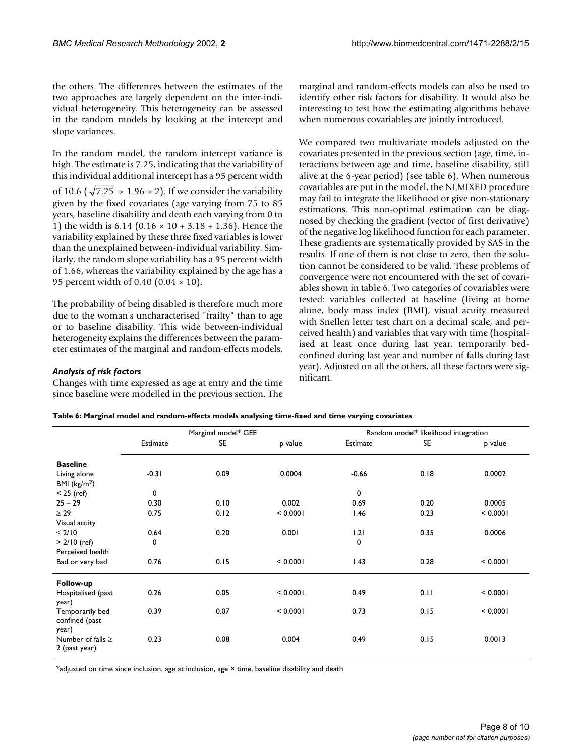the others. The differences between the estimates of the two approaches are largely dependent on the inter-individual heterogeneity. This heterogeneity can be assessed in the random models by looking at the intercept and slope variances.

In the random model, the random intercept variance is high. The estimate is 7.25, indicating that the variability of this individual additional intercept has a 95 percent width of 10.6 ($\sqrt{7.25} \times 1.96 \times 2$). If we consider the variability given by the fixed covariates (age varying from 75 to 85 years, baseline disability and death each varying from 0 to 1) the width is 6.14 ($0.16 \times 10 + 3.18 + 1.36$). Hence the variability explained by these three fixed variables is lower than the unexplained between-individual variability. Similarly, the random slope variability has a 95 percent width of 1.66, whereas the variability explained by the age has a 95 percent width of 0.40 ($0.04 \times 10$).

The probability of being disabled is therefore much more due to the woman's uncharacterised "frailty" than to age or to baseline disability. This wide between-individual heterogeneity explains the differences between the parameter estimates of the marginal and random-effects models.

### *Analysis of risk factors*

Changes with time expressed as age at entry and the time since baseline were modelled in the previous section. The marginal and random-effects models can also be used to identify other risk factors for disability. It would also be interesting to test how the estimating algorithms behave when numerous covariables are jointly introduced.

We compared two multivariate models adjusted on the covariates presented in the previous section (age, time, interactions between age and time, baseline disability, still alive at the 6-year period) (see table 6). When numerous covariables are put in the model, the NLMIXED procedure may fail to integrate the likelihood or give non-stationary estimations. This non-optimal estimation can be diagnosed by checking the gradient (vector of first derivative) of the negative log likelihood function for each parameter. These gradients are systematically provided by SAS in the results. If one of them is not close to zero, then the solution cannot be considered to be valid. These problems of convergence were not encountered with the set of covariables shown in table 6. Two categories of covariables were tested: variables collected at baseline (living at home alone, body mass index (BMI), visual acuity measured with Snellen letter test chart on a decimal scale, and perceived health) and variables that vary with time (hospitalised at least once during last year, temporarily bed-confined during last year and number of falls during last year). Adjusted on all the others, all these factors were significant.

**Table 6: Marginal model and random-effects models analysing time-fixed and time varying covariates**

| | Marginal model* GEE | | | Random model* likelihood integration | | |
|---|---|---|---|---|---|---|
| | Estimate | SE | p value | Estimate | SE | p value |
| **Baseline** | | | | | | |
| Living alone | -0.31 | 0.09 | 0.0004 | -0.66 | 0.18 | 0.0002 |
| BMI (kg/m$^2$) | | | | | | |
| < 25 (ref) | 0 | | | 0 | | |
| 25 – 29 | 0.30 | 0.10 | 0.002 | 0.69 | 0.20 | 0.0005 |
| ≥ 29 | 0.75 | 0.12 | < 0.0001 | 1.46 | 0.23 | < 0.0001 |
| Visual acuity | | | | | | |
| ≤ 2/10 | 0.64 | 0.20 | 0.001 | 1.21 | 0.35 | 0.0006 |
| > 2/10 (ref) | 0 | | | 0 | | |
| Perceived health | | | | | | |
| Bad or very bad | 0.76 | 0.15 | < 0.0001 | 1.43 | 0.28 | < 0.0001 |
| **Follow-up** | | | | | | |
| Hospitalised (past year) | 0.26 | 0.05 | < 0.0001 | 0.49 | 0.11 | < 0.0001 |
| Temporarily bed confined (past year) | 0.39 | 0.07 | < 0.0001 | 0.73 | 0.15 | < 0.0001 |
| Number of falls ≥ 2 (past year) | 0.23 | 0.08 | 0.004 | 0.49 | 0.15 | 0.0013 |

*adjusted on time since inclusion, age at inclusion, age × time, baseline disability and death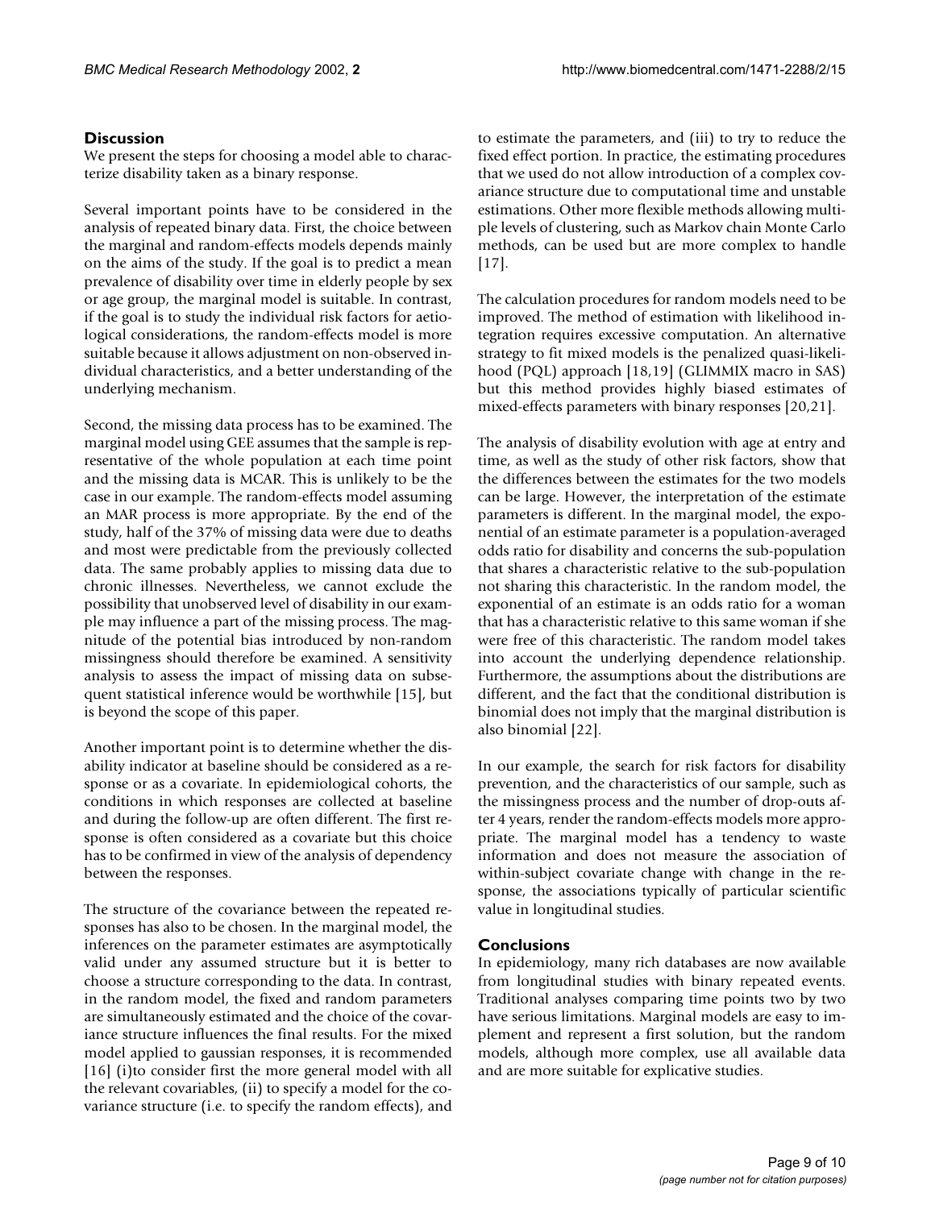## Discussion

We present the steps for choosing a model able to characterize disability taken as a binary response.

Several important points have to be considered in the analysis of repeated binary data. First, the choice between the marginal and random-effects models depends mainly on the aims of the study. If the goal is to predict a mean prevalence of disability over time in elderly people by sex or age group, the marginal model is suitable. In contrast, if the goal is to study the individual risk factors for aetiological considerations, the random-effects model is more suitable because it allows adjustment on non-observed individual characteristics, and a better understanding of the underlying mechanism.

Second, the missing data process has to be examined. The marginal model using GEE assumes that the sample is representative of the whole population at each time point and the missing data is MCAR. This is unlikely to be the case in our example. The random-effects model assuming an MAR process is more appropriate. By the end of the study, half of the 37% of missing data were due to deaths and most were predictable from the previously collected data. The same probably applies to missing data due to chronic illnesses. Nevertheless, we cannot exclude the possibility that unobserved level of disability in our example may influence a part of the missing process. The magnitude of the potential bias introduced by non-random missingness should therefore be examined. A sensitivity analysis to assess the impact of missing data on subsequent statistical inference would be worthwhile [15], but is beyond the scope of this paper.

Another important point is to determine whether the disability indicator at baseline should be considered as a response or as a covariate. In epidemiological cohorts, the conditions in which responses are collected at baseline and during the follow-up are often different. The first response is often considered as a covariate but this choice has to be confirmed in view of the analysis of dependency between the responses.

The structure of the covariance between the repeated responses has also to be chosen. In the marginal model, the inferences on the parameter estimates are asymptotically valid under any assumed structure but it is better to choose a structure corresponding to the data. In contrast, in the random model, the fixed and random parameters are simultaneously estimated and the choice of the covariance structure influences the final results. For the mixed model applied to gaussian responses, it is recommended [16] (i)to consider first the more general model with all the relevant covariables, (ii) to specify a model for the covariance structure (i.e. to specify the random effects), and to estimate the parameters, and (iii) to try to reduce the fixed effect portion. In practice, the estimating procedures that we used do not allow introduction of a complex covariance structure due to computational time and unstable estimations. Other more flexible methods allowing multiple levels of clustering, such as Markov chain Monte Carlo methods, can be used but are more complex to handle [17].

The calculation procedures for random models need to be improved. The method of estimation with likelihood integration requires excessive computation. An alternative strategy to fit mixed models is the penalized quasi-likelihood (PQL) approach [18,19] (GLIMMIX macro in SAS) but this method provides highly biased estimates of mixed-effects parameters with binary responses [20,21].

The analysis of disability evolution with age at entry and time, as well as the study of other risk factors, show that the differences between the estimates for the two models can be large. However, the interpretation of the estimate parameters is different. In the marginal model, the exponential of an estimate parameter is a population-averaged odds ratio for disability and concerns the sub-population that shares a characteristic relative to the sub-population not sharing this characteristic. In the random model, the exponential of an estimate is an odds ratio for a woman that has a characteristic relative to this same woman if she were free of this characteristic. The random model takes into account the underlying dependence relationship. Furthermore, the assumptions about the distributions are different, and the fact that the conditional distribution is binomial does not imply that the marginal distribution is also binomial [22].

In our example, the search for risk factors for disability prevention, and the characteristics of our sample, such as the missingness process and the number of drop-outs after 4 years, render the random-effects models more appropriate. The marginal model has a tendency to waste information and does not measure the association of within-subject covariate change with change in the response, the associations typically of particular scientific value in longitudinal studies.

## Conclusions

In epidemiology, many rich databases are now available from longitudinal studies with binary repeated events. Traditional analyses comparing time points two by two have serious limitations. Marginal models are easy to implement and represent a first solution, but the random models, although more complex, use all available data and are more suitable for explicative studies.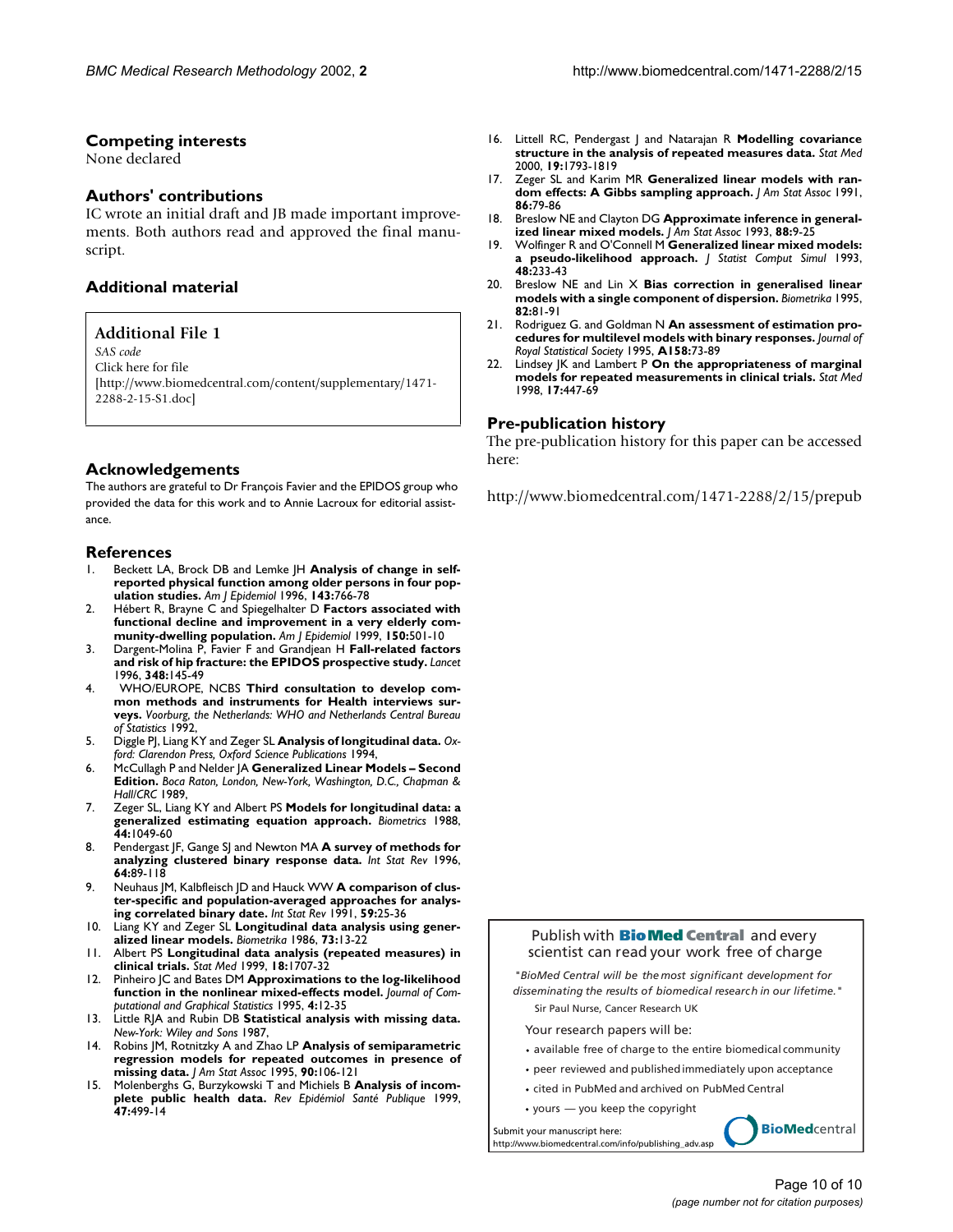## Competing interests

None declared

## Authors' contributions

IC wrote an initial draft and JB made important improvements. Both authors read and approved the final manuscript.

## Additional material

**Additional File 1**

*SAS code*

Click here for file

[http://www.biomedcentral.com/content/supplementary/1471-2288-2-15-S1.doc]

## Acknowledgements

The authors are grateful to Dr François Favier and the EPIDOS group who provided the data for this work and to Annie Lacroux for editorial assistance.

## References

1. Beckett LA, Brock DB and Lemke JH **Analysis of change in self-reported physical function among older persons in four population studies.** *Am J Epidemiol* 1996, **143:**766-78
2. Hébert R, Brayne C and Spiegelhalter D **Factors associated with functional decline and improvement in a very elderly community-dwelling population.** *Am J Epidemiol* 1999, **150:**501-10
3. Dargent-Molina P, Favier F and Grandjean H **Fall-related factors and risk of hip fracture: the EPIDOS prospective study.** *Lancet* 1996, **348:**145-49
4. WHO/EUROPE, NCBS **Third consultation to develop common methods and instruments for Health interviews surveys.** *Voorburg, the Netherlands: WHO and Netherlands Central Bureau of Statistics* 1992,
5. Diggle PJ, Liang KY and Zeger SL **Analysis of longitudinal data.** *Oxford: Clarendon Press, Oxford Science Publications* 1994,
6. McCullagh P and Nelder JA **Generalized Linear Models – Second Edition.** *Boca Raton, London, New-York, Washington, D.C., Chapman & Hall/CRC* 1989,
7. Zeger SL, Liang KY and Albert PS **Models for longitudinal data: a generalized estimating equation approach.** *Biometrics* 1988, **44:**1049-60
8. Pendergast JF, Gange SJ and Newton MA **A survey of methods for analyzing clustered binary response data.** *Int Stat Rev* 1996, **64:**89-118
9. Neuhaus JM, Kalbfleisch JD and Hauck WW **A comparison of cluster-specific and population-averaged approaches for analysing correlated binary date.** *Int Stat Rev* 1991, **59:**25-36
10. Liang KY and Zeger SL **Longitudinal data analysis using generalized linear models.** *Biometrika* 1986, **73:**13-22
11. Albert PS **Longitudinal data analysis (repeated measures) in clinical trials.** *Stat Med* 1999, **18:**1707-32
12. Pinheiro JC and Bates DM **Approximations to the log-likelihood function in the nonlinear mixed-effects model.** *Journal of Computational and Graphical Statistics* 1995, **4:**12-35
13. Little RJA and Rubin DB **Statistical analysis with missing data.** *New-York: Wiley and Sons* 1987,
14. Robins JM, Rotnitzky A and Zhao LP **Analysis of semiparametric regression models for repeated outcomes in presence of missing data.** *J Am Stat Assoc* 1995, **90:**106-121
15. Molenberghs G, Burzykowski T and Michiels B **Analysis of incomplete public health data.** *Rev Epidémiol Santé Publique* 1999, **47:**499-14
16. Littell RC, Pendergast J and Natarajan R **Modelling covariance structure in the analysis of repeated measures data.** *Stat Med* 2000, **19:**1793-1819
17. Zeger SL and Karim MR **Generalized linear models with random effects: A Gibbs sampling approach.** *J Am Stat Assoc* 1991, **86:**79-86
18. Breslow NE and Clayton DG **Approximate inference in generalized linear mixed models.** *J Am Stat Assoc* 1993, **88:**9-25
19. Wolfinger R and O'Connell M **Generalized linear mixed models: a pseudo-likelihood approach.** *J Statist Comput Simul* 1993, **48:**233-43
20. Breslow NE and Lin X **Bias correction in generalised linear models with a single component of dispersion.** *Biometrika* 1995, **82:**81-91
21. Rodriguez G. and Goldman N **An assessment of estimation procedures for multilevel models with binary responses.** *Journal of Royal Statistical Society* 1995, **A158:**73-89
22. Lindsey JK and Lambert P **On the appropriateness of marginal models for repeated measurements in clinical trials.** *Stat Med* 1998, **17:**447-69

## Pre-publication history

The pre-publication history for this paper can be accessed here:

http://www.biomedcentral.com/1471-2288/2/15/prepub

Publish with **BioMed Central** and every scientist can read your work free of charge

*"BioMed Central will be the most significant development for disseminating the results of biomedical research in our lifetime."*

Sir Paul Nurse, Cancer Research UK

Your research papers will be:

- available free of charge to the entire biomedical community
- peer reviewed and published immediately upon acceptance
- cited in PubMed and archived on PubMed Central
- yours — you keep the copyright

Submit your manuscript here:
http://www.biomedcentral.com/info/publishing_adv.asp

BioMedcentral